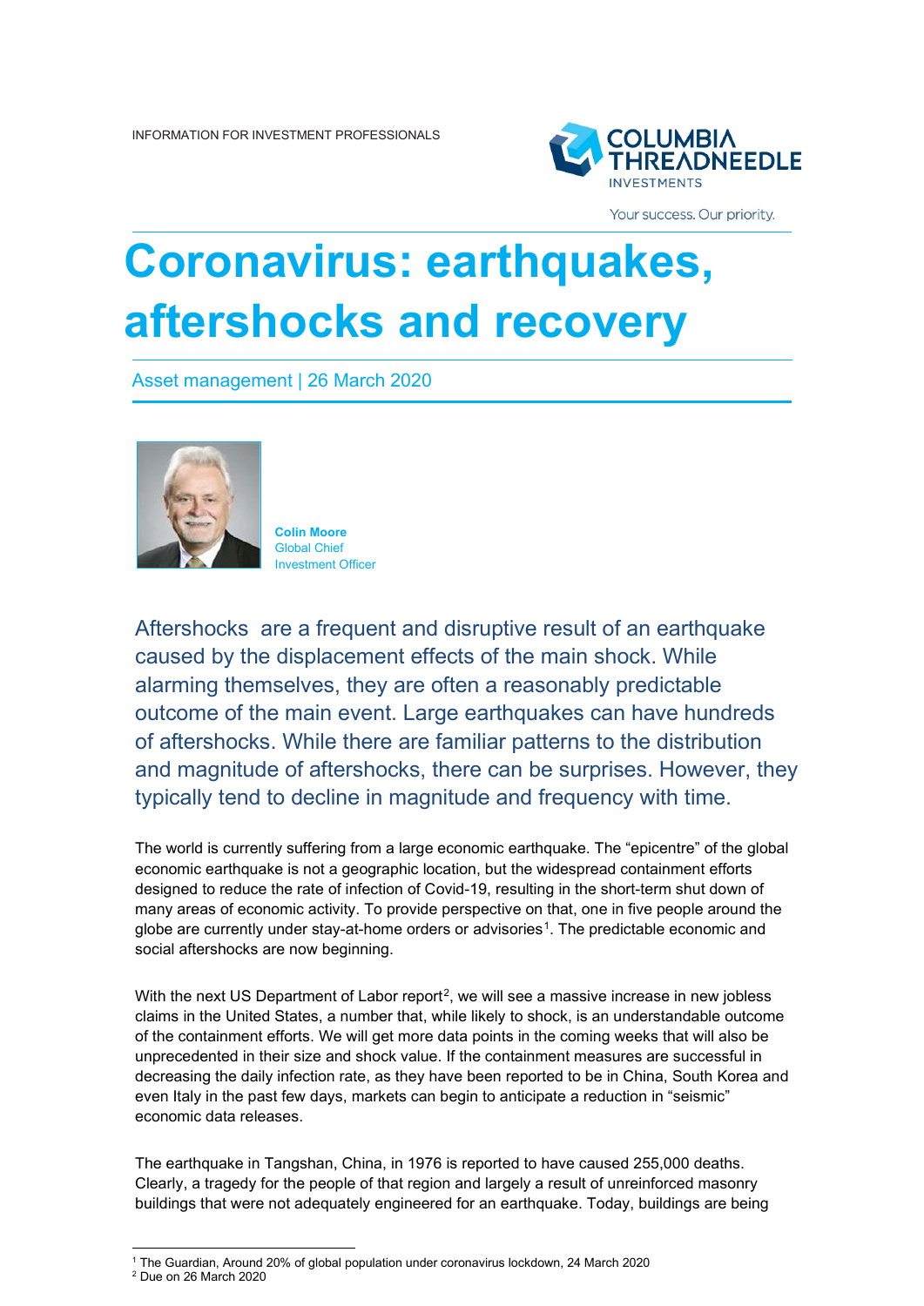INFORMATION FOR INVESTMENT PROFESSIONALS

# Coronavirus: earthquakes, aftershocks and recovery

Asset management | 26 March 2020

**Colin Moore**
Global Chief Investment Officer

Aftershocks are a frequent and disruptive result of an earthquake caused by the displacement effects of the main shock. While alarming themselves, they are often a reasonably predictable outcome of the main event. Large earthquakes can have hundreds of aftershocks. While there are familiar patterns to the distribution and magnitude of aftershocks, there can be surprises. However, they typically tend to decline in magnitude and frequency with time.

The world is currently suffering from a large economic earthquake. The "epicentre" of the global economic earthquake is not a geographic location, but the widespread containment efforts designed to reduce the rate of infection of Covid-19, resulting in the short-term shut down of many areas of economic activity. To provide perspective on that, one in five people around the globe are currently under stay-at-home orders or advisories[1]. The predictable economic and social aftershocks are now beginning.

With the next US Department of Labor report[2], we will see a massive increase in new jobless claims in the United States, a number that, while likely to shock, is an understandable outcome of the containment efforts. We will get more data points in the coming weeks that will also be unprecedented in their size and shock value. If the containment measures are successful in decreasing the daily infection rate, as they have been reported to be in China, South Korea and even Italy in the past few days, markets can begin to anticipate a reduction in "seismic" economic data releases.

The earthquake in Tangshan, China, in 1976 is reported to have caused 255,000 deaths. Clearly, a tragedy for the people of that region and largely a result of unreinforced masonry buildings that were not adequately engineered for an earthquake. Today, buildings are being

[1] The Guardian, Around 20% of global population under coronavirus lockdown, 24 March 2020
[2] Due on 26 March 2020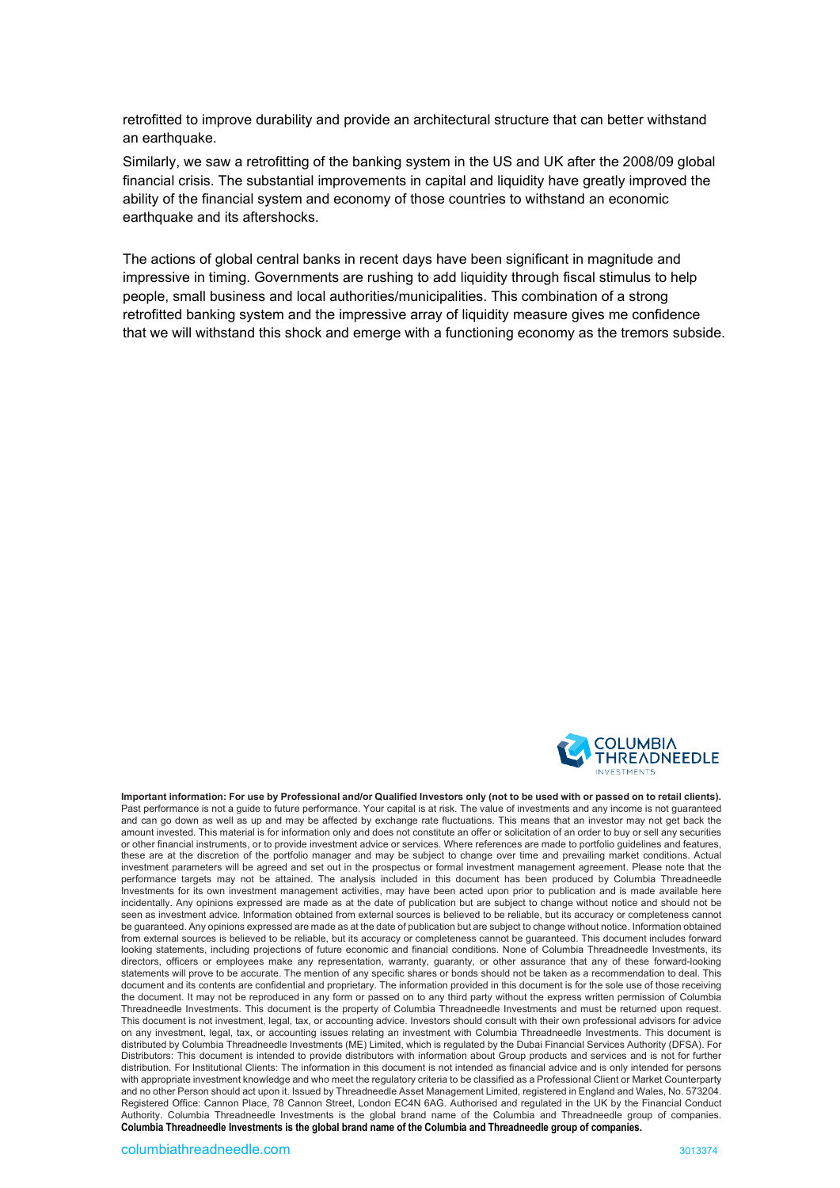retrofitted to improve durability and provide an architectural structure that can better withstand an earthquake.

Similarly, we saw a retrofitting of the banking system in the US and UK after the 2008/09 global financial crisis. The substantial improvements in capital and liquidity have greatly improved the ability of the financial system and economy of those countries to withstand an economic earthquake and its aftershocks.

The actions of global central banks in recent days have been significant in magnitude and impressive in timing. Governments are rushing to add liquidity through fiscal stimulus to help people, small business and local authorities/municipalities. This combination of a strong retrofitted banking system and the impressive array of liquidity measure gives me confidence that we will withstand this shock and emerge with a functioning economy as the tremors subside.

**Important information: For use by Professional and/or Qualified Investors only (not to be used with or passed on to retail clients).** Past performance is not a guide to future performance. Your capital is at risk. The value of investments and any income is not guaranteed and can go down as well as up and may be affected by exchange rate fluctuations. This means that an investor may not get back the amount invested. This material is for information only and does not constitute an offer or solicitation of an order to buy or sell any securities or other financial instruments, or to provide investment advice or services. Where references are made to portfolio guidelines and features, these are at the discretion of the portfolio manager and may be subject to change over time and prevailing market conditions. Actual investment parameters will be agreed and set out in the prospectus or formal investment management agreement. Please note that the performance targets may not be attained. The analysis included in this document has been produced by Columbia Threadneedle Investments for its own investment management activities, may have been acted upon prior to publication and is made available here incidentally. Any opinions expressed are made as at the date of publication but are subject to change without notice and should not be seen as investment advice. Information obtained from external sources is believed to be reliable, but its accuracy or completeness cannot be guaranteed. Any opinions expressed are made as at the date of publication but are subject to change without notice. Information obtained from external sources is believed to be reliable, but its accuracy or completeness cannot be guaranteed. This document includes forward looking statements, including projections of future economic and financial conditions. None of Columbia Threadneedle Investments, its directors, officers or employees make any representation, warranty, guaranty, or other assurance that any of these forward-looking statements will prove to be accurate. The mention of any specific shares or bonds should not be taken as a recommendation to deal. This document and its contents are confidential and proprietary. The information provided in this document is for the sole use of those receiving the document. It may not be reproduced in any form or passed on to any third party without the express written permission of Columbia Threadneedle Investments. This document is the property of Columbia Threadneedle Investments and must be returned upon request. This document is not investment, legal, tax, or accounting advice. Investors should consult with their own professional advisors for advice on any investment, legal, tax, or accounting issues relating an investment with Columbia Threadneedle Investments. This document is distributed by Columbia Threadneedle Investments (ME) Limited, which is regulated by the Dubai Financial Services Authority (DFSA). For Distributors: This document is intended to provide distributors with information about Group products and services and is not for further distribution. For Institutional Clients: The information in this document is not intended as financial advice and is only intended for persons with appropriate investment knowledge and who meet the regulatory criteria to be classified as a Professional Client or Market Counterparty and no other Person should act upon it. Issued by Threadneedle Asset Management Limited, registered in England and Wales, No. 573204. Registered Office: Cannon Place, 78 Cannon Street, London EC4N 6AG. Authorised and regulated in the UK by the Financial Conduct Authority. Columbia Threadneedle Investments is the global brand name of the Columbia and Threadneedle group of companies. **Columbia Threadneedle Investments is the global brand name of the Columbia and Threadneedle group of companies.**

columbiathreadneedle.com

3013374